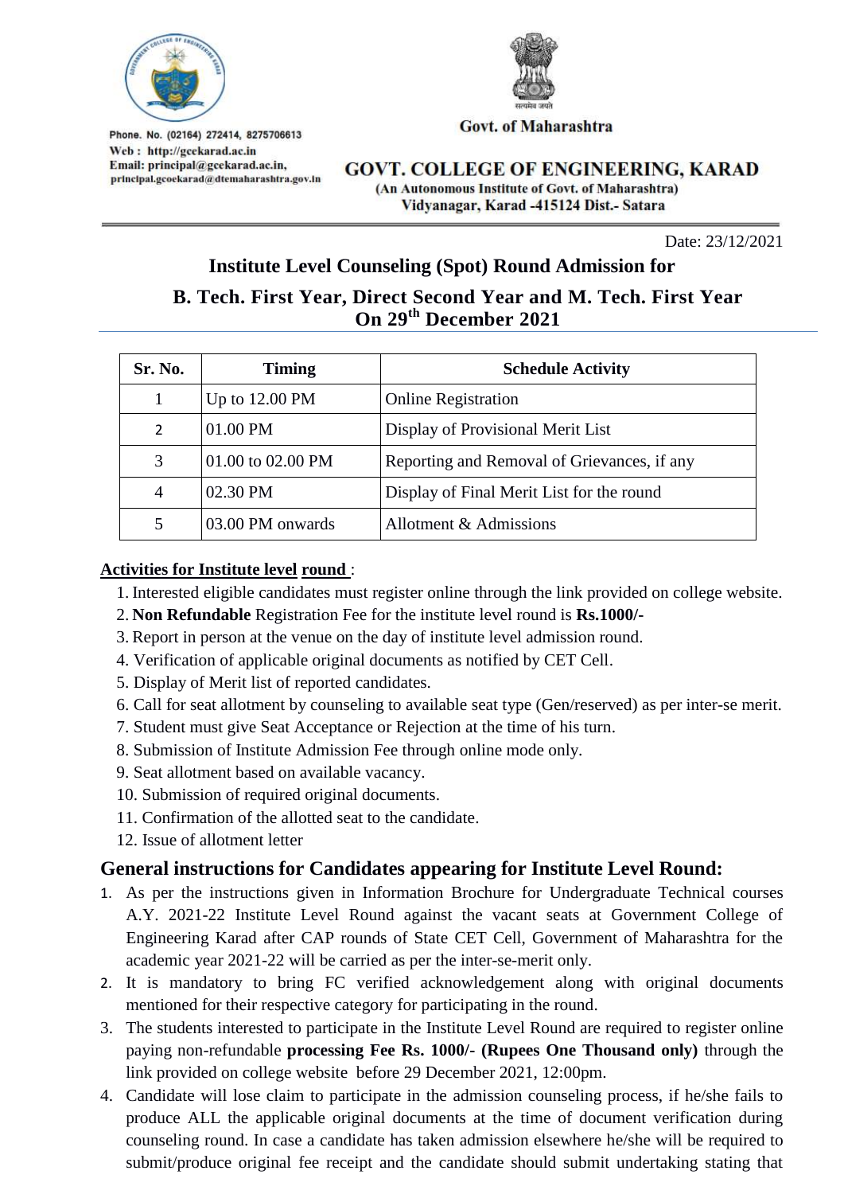Phone. No. (02164) 272414, 8275706613
Web : http://gcekarad.ac.in
Email: principal@gcekarad.ac.in,
principal.gcoekarad@dtemaharashtra.gov.in

सत्यमेव जयते

Govt. of Maharashtra

**GOVT. COLLEGE OF ENGINEERING, KARAD**
(An Autonomous Institute of Govt. of Maharashtra)
Vidyanagar, Karad -415124 Dist.- Satara

Date: 23/12/2021

## Institute Level Counseling (Spot) Round Admission for B. Tech. First Year, Direct Second Year and M. Tech. First Year On 29th December 2021

| Sr. No. | Timing | Schedule Activity |
|---|---|---|
| 1 | Up to 12.00 PM | Online Registration |
| 2 | 01.00 PM | Display of Provisional Merit List |
| 3 | 01.00 to 02.00 PM | Reporting and Removal of Grievances, if any |
| 4 | 02.30 PM | Display of Final Merit List for the round |
| 5 | 03.00 PM onwards | Allotment & Admissions |

**Activities for Institute level round** :

1. Interested eligible candidates must register online through the link provided on college website.
2. **Non Refundable** Registration Fee for the institute level round is **Rs.1000/-**
3. Report in person at the venue on the day of institute level admission round.
4. Verification of applicable original documents as notified by CET Cell.
5. Display of Merit list of reported candidates.
6. Call for seat allotment by counseling to available seat type (Gen/reserved) as per inter-se merit.
7. Student must give Seat Acceptance or Rejection at the time of his turn.
8. Submission of Institute Admission Fee through online mode only.
9. Seat allotment based on available vacancy.
10. Submission of required original documents.
11. Confirmation of the allotted seat to the candidate.
12. Issue of allotment letter

## General instructions for Candidates appearing for Institute Level Round:

1. As per the instructions given in Information Brochure for Undergraduate Technical courses A.Y. 2021-22 Institute Level Round against the vacant seats at Government College of Engineering Karad after CAP rounds of State CET Cell, Government of Maharashtra for the academic year 2021-22 will be carried as per the inter-se-merit only.
2. It is mandatory to bring FC verified acknowledgement along with original documents mentioned for their respective category for participating in the round.
3. The students interested to participate in the Institute Level Round are required to register online paying non-refundable **processing Fee Rs. 1000/- (Rupees One Thousand only)** through the link provided on college website before 29 December 2021, 12:00pm.
4. Candidate will lose claim to participate in the admission counseling process, if he/she fails to produce ALL the applicable original documents at the time of document verification during counseling round. In case a candidate has taken admission elsewhere he/she will be required to submit/produce original fee receipt and the candidate should submit undertaking stating that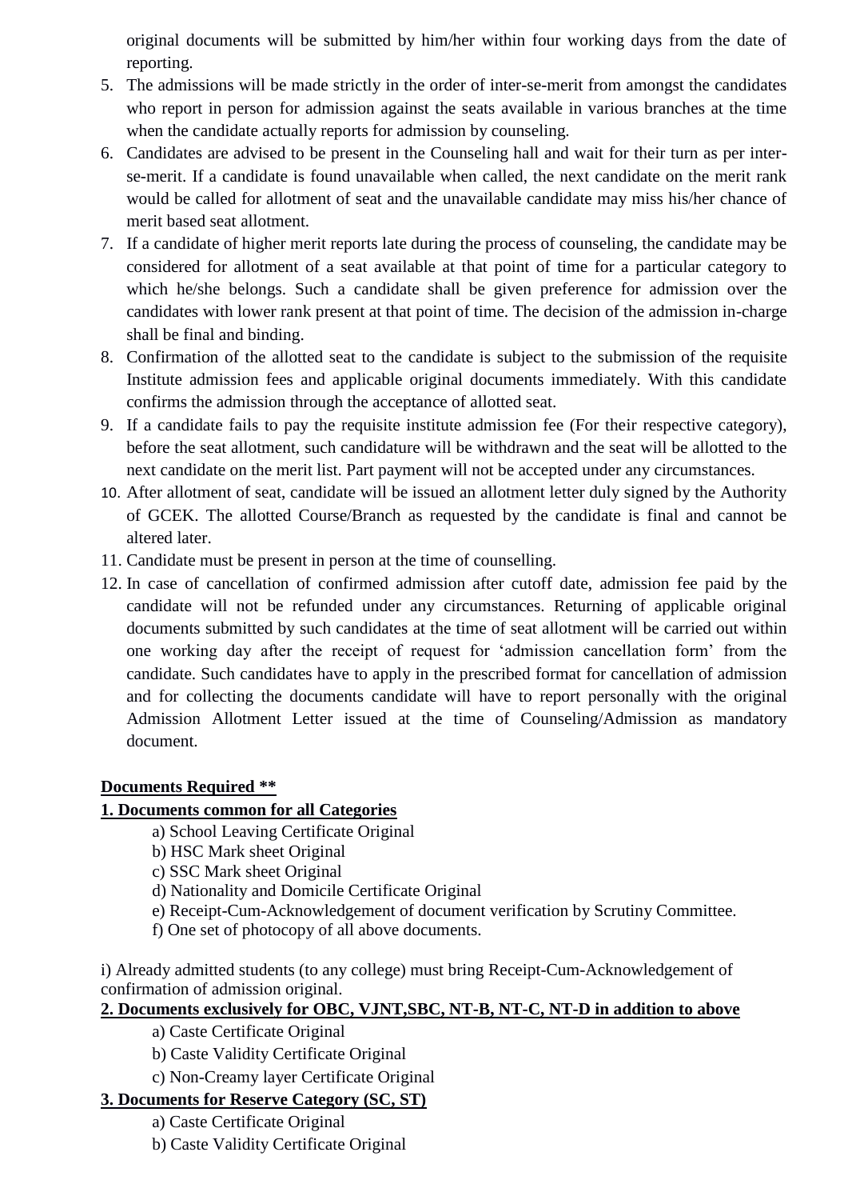original documents will be submitted by him/her within four working days from the date of reporting.

5. The admissions will be made strictly in the order of inter-se-merit from amongst the candidates who report in person for admission against the seats available in various branches at the time when the candidate actually reports for admission by counseling.
6. Candidates are advised to be present in the Counseling hall and wait for their turn as per inter-se-merit. If a candidate is found unavailable when called, the next candidate on the merit rank would be called for allotment of seat and the unavailable candidate may miss his/her chance of merit based seat allotment.
7. If a candidate of higher merit reports late during the process of counseling, the candidate may be considered for allotment of a seat available at that point of time for a particular category to which he/she belongs. Such a candidate shall be given preference for admission over the candidates with lower rank present at that point of time. The decision of the admission in-charge shall be final and binding.
8. Confirmation of the allotted seat to the candidate is subject to the submission of the requisite Institute admission fees and applicable original documents immediately. With this candidate confirms the admission through the acceptance of allotted seat.
9. If a candidate fails to pay the requisite institute admission fee (For their respective category), before the seat allotment, such candidature will be withdrawn and the seat will be allotted to the next candidate on the merit list. Part payment will not be accepted under any circumstances.
10. After allotment of seat, candidate will be issued an allotment letter duly signed by the Authority of GCEK. The allotted Course/Branch as requested by the candidate is final and cannot be altered later.
11. Candidate must be present in person at the time of counselling.
12. In case of cancellation of confirmed admission after cutoff date, admission fee paid by the candidate will not be refunded under any circumstances. Returning of applicable original documents submitted by such candidates at the time of seat allotment will be carried out within one working day after the receipt of request for 'admission cancellation form' from the candidate. Such candidates have to apply in the prescribed format for cancellation of admission and for collecting the documents candidate will have to report personally with the original Admission Allotment Letter issued at the time of Counseling/Admission as mandatory document.

**Documents Required ****

**1. Documents common for all Categories**

a) School Leaving Certificate Original
b) HSC Mark sheet Original
c) SSC Mark sheet Original
d) Nationality and Domicile Certificate Original
e) Receipt-Cum-Acknowledgement of document verification by Scrutiny Committee.
f) One set of photocopy of all above documents.

i) Already admitted students (to any college) must bring Receipt-Cum-Acknowledgement of confirmation of admission original.

**2. Documents exclusively for OBC, VJNT,SBC, NT-B, NT-C, NT-D in addition to above**

a) Caste Certificate Original
b) Caste Validity Certificate Original
c) Non-Creamy layer Certificate Original

**3. Documents for Reserve Category (SC, ST)**

a) Caste Certificate Original
b) Caste Validity Certificate Original